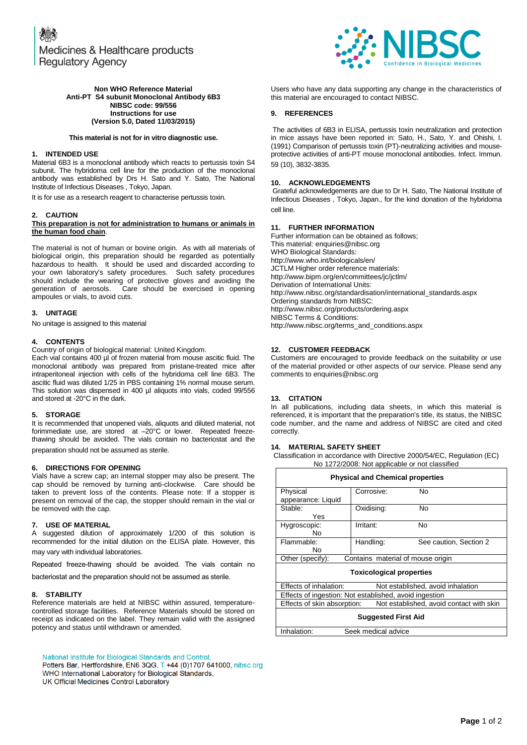Medicines & Healthcare products Regulatory Agency

NIBSC
Confidence in Biological Medicines

**Non WHO Reference Material**
**Anti-PT S4 subunit Monoclonal Antibody 6B3**
**NIBSC code: 99/556**
**Instructions for use**
**(Version 5.0, Dated 11/03/2015)**

**This material is not for in vitro diagnostic use.**

## 1. INTENDED USE

Material 6B3 is a monoclonal antibody which reacts to pertussis toxin S4 subunit. The hybridoma cell line for the production of the monoclonal antibody was established by Drs H. Sato and Y. Sato, The National Institute of Infectious Diseases , Tokyo, Japan.

It is for use as a research reagent to characterise pertussis toxin.

## 2. CAUTION

**This preparation is not for administration to humans or animals in the human food chain**.

The material is not of human or bovine origin. As with all materials of biological origin, this preparation should be regarded as potentially hazardous to health. It should be used and discarded according to your own laboratory's safety procedures. Such safety procedures should include the wearing of protective gloves and avoiding the generation of aerosols. Care should be exercised in opening ampoules or vials, to avoid cuts.

## 3. UNITAGE

No unitage is assigned to this material

## 4. CONTENTS

Country of origin of biological material: United Kingdom.
Each vial contains 400 µl of frozen material from mouse ascitic fluid. The monoclonal antibody was prepared from pristane-treated mice after intraperitoneal injection with cells of the hybridoma cell line 6B3. The ascitic fluid was diluted 1/25 in PBS containing 1% normal mouse serum. This solution was dispensed in 400 µl aliquots into vials, coded 99/556 and stored at -20°C in the dark.

## 5. STORAGE

It is recommended that unopened vials, aliquots and diluted material, not forimmediate use, are stored at –20°C or lower. Repeated freeze-thawing should be avoided. The vials contain no bacteriostat and the preparation should not be assumed as sterile.

## 6. DIRECTIONS FOR OPENING

Vials have a screw cap; an internal stopper may also be present. The cap should be removed by turning anti-clockwise. Care should be taken to prevent loss of the contents. Please note: If a stopper is present on removal of the cap, the stopper should remain in the vial or be removed with the cap.

## 7. USE OF MATERIAL

A suggested dilution of approximately 1/200 of this solution is recommended for the initial dilution on the ELISA plate. However, this may vary with individual laboratories.

Repeated freeze-thawing should be avoided. The vials contain no bacteriostat and the preparation should not be assumed as sterile.

## 8. STABILITY

Reference materials are held at NIBSC within assured, temperature-controlled storage facilities. Reference Materials should be stored on receipt as indicated on the label. They remain valid with the assigned potency and status until withdrawn or amended.

Users who have any data supporting any change in the characteristics of this material are encouraged to contact NIBSC.

## 9. REFERENCES

The activities of 6B3 in ELISA, pertussis toxin neutralization and protection in mice assays have been reported in: Sato, H., Sato, Y. and Ohishi, I. (1991) Comparison of pertussis toxin (PT)-neutralizing activities and mouse-protective activities of anti-PT mouse monoclonal antibodies. Infect. Immun. 59 (10), 3832-3835.

## 10. ACKNOWLEDGEMENTS

Grateful acknowledgements are due to Dr H. Sato, The National Institute of Infectious Diseases , Tokyo, Japan., for the kind donation of the hybridoma cell line.

## 11. FURTHER INFORMATION

Further information can be obtained as follows;
This material: enquiries@nibsc.org
WHO Biological Standards:
http://www.who.int/biologicals/en/
JCTLM Higher order reference materials:
http://www.bipm.org/en/committees/jc/jctlm/
Derivation of International Units:
http://www.nibsc.org/standardisation/international_standards.aspx
Ordering standards from NIBSC:
http://www.nibsc.org/products/ordering.aspx
NIBSC Terms & Conditions:
http://www.nibsc.org/terms_and_conditions.aspx

## 12. CUSTOMER FEEDBACK

Customers are encouraged to provide feedback on the suitability or use of the material provided or other aspects of our service. Please send any comments to enquiries@nibsc.org

## 13. CITATION

In all publications, including data sheets, in which this material is referenced, it is important that the preparation's title, its status, the NIBSC code number, and the name and address of NIBSC are cited and cited correctly.

## 14. MATERIAL SAFETY SHEET

Classification in accordance with Directive 2000/54/EC, Regulation (EC) No 1272/2008: Not applicable or not classified

| **Physical and Chemical properties** | | | |
|---|---|---|---|
| Physical appearance: Liquid | | Corrosive: | No |
| Stable: | Yes | Oxidising: | No |
| Hygroscopic: | No | Irritant: | No |
| Flammable: | No | Handling: | See caution, Section 2 |
| Other (specify): | Contains material of mouse origin | | |
| **Toxicological properties** | | | |
| Effects of inhalation: | Not established, avoid inhalation | | |
| Effects of ingestion: | Not established, avoid ingestion | | |
| Effects of skin absorption: | Not established, avoid contact with skin | | |
| **Suggested First Aid** | | | |
| Inhalation: | Seek medical advice | | |

National Institute for Biological Standards and Control,
Potters Bar, Hertfordshire, EN6 3QG. T +44 (0)1707 641000, nibsc.org
WHO International Laboratory for Biological Standards,
UK Official Medicines Control Laboratory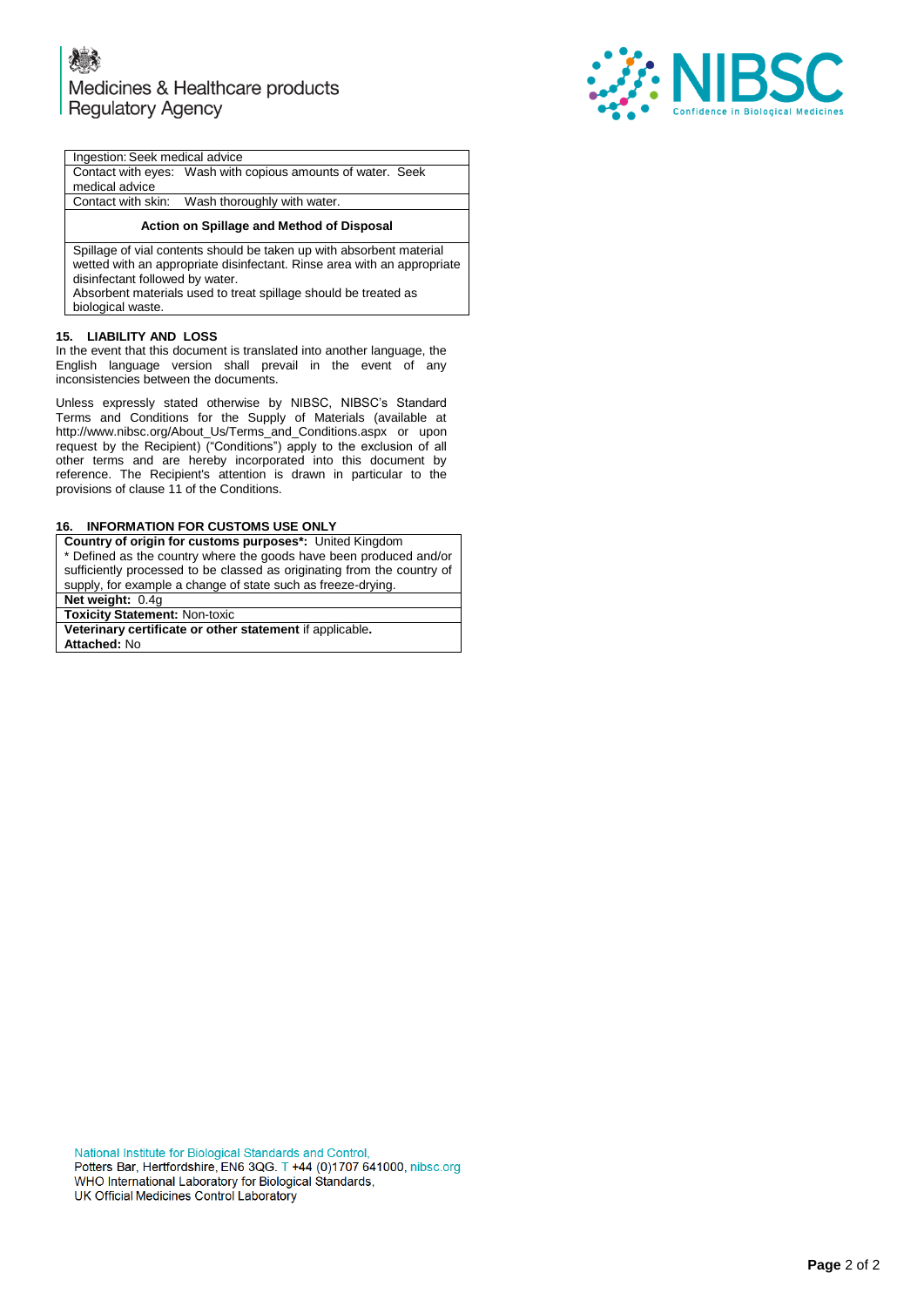| | |
|---|---|
| Ingestion: Seek medical advice | |
| Contact with eyes: Wash with copious amounts of water. Seek medical advice | |
| Contact with skin: Wash thoroughly with water. | |
| **Action on Spillage and Method of Disposal** | |
| Spillage of vial contents should be taken up with absorbent material wetted with an appropriate disinfectant. Rinse area with an appropriate disinfectant followed by water. Absorbent materials used to treat spillage should be treated as biological waste. | |

**15. LIABILITY AND LOSS**

In the event that this document is translated into another language, the English language version shall prevail in the event of any inconsistencies between the documents.

Unless expressly stated otherwise by NIBSC, NIBSC's Standard Terms and Conditions for the Supply of Materials (available at http://www.nibsc.org/About_Us/Terms_and_Conditions.aspx or upon request by the Recipient) ("Conditions") apply to the exclusion of all other terms and are hereby incorporated into this document by reference. The Recipient's attention is drawn in particular to the provisions of clause 11 of the Conditions.

**16. INFORMATION FOR CUSTOMS USE ONLY**

| |
|---|
| **Country of origin for customs purposes\*:** United Kingdom<br>\* Defined as the country where the goods have been produced and/or sufficiently processed to be classed as originating from the country of supply, for example a change of state such as freeze-drying. |
| **Net weight:** 0.4g |
| **Toxicity Statement:** Non-toxic |
| **Veterinary certificate or other statement** if applicable**.**<br>**Attached:** No |

National Institute for Biological Standards and Control,
Potters Bar, Hertfordshire, EN6 3QG. T +44 (0)1707 641000, nibsc.org
WHO International Laboratory for Biological Standards,
UK Official Medicines Control Laboratory